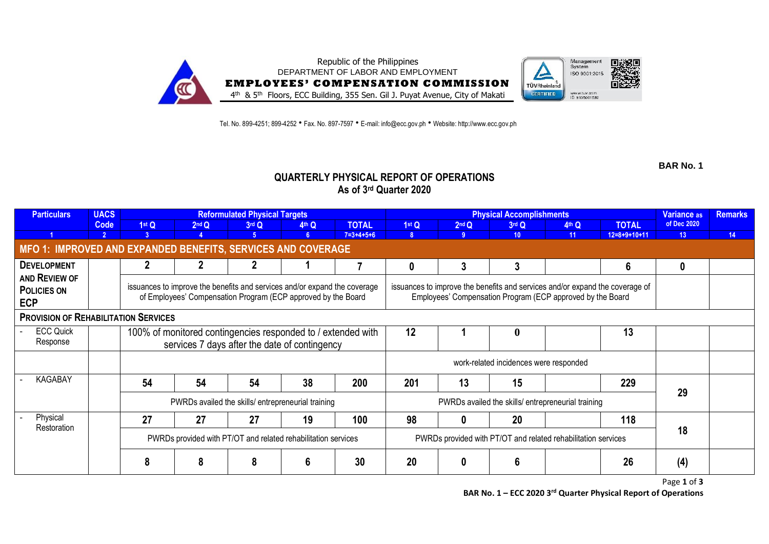Republic of the Philippines
DEPARTMENT OF LABOR AND EMPLOYMENT
**EMPLOYEES' COMPENSATION COMMISSION**
4th & 5th Floors, ECC Building, 355 Sen. Gil J. Puyat Avenue, City of Makati

Tel. No. 899-4251; 899-4252 • Fax. No. 897-7597 • E-mail: info@ecc.gov.ph • Website: http://www.ecc.gov.ph

**BAR No. 1**

## QUARTERLY PHYSICAL REPORT OF OPERATIONS
### As of 3rd Quarter 2020

| Particulars | UACS Code | Reformulated Physical Targets | | | | | Physical Accomplishments | | | | | Variance as of Dec 2020 | Remarks |
|---|---|---|---|---|---|---|---|---|---|---|---|---|---|
| | | 1st Q | 2nd Q | 3rd Q | 4th Q | TOTAL | 1st Q | 2nd Q | 3rd Q | 4th Q | TOTAL | | |
| 1 | 2 | 3 | 4 | 5 | 6 | 7=3+4+5+6 | 8 | 9 | 10 | 11 | 12=8+9+10+11 | 13 | 14 |
| **MFO 1: IMPROVED AND EXPANDED BENEFITS, SERVICES AND COVERAGE** | | | | | | | | | | | | | |
| **DEVELOPMENT AND REVIEW OF POLICIES ON ECP** | | 2 | 2 | 2 | 1 | 7 | 0 | 3 | 3 | | 6 | 0 | |
| | | issuances to improve the benefits and services and/or expand the coverage of Employees' Compensation Program (ECP approved by the Board | | | | | issuances to improve the benefits and services and/or expand the coverage of Employees' Compensation Program (ECP approved by the Board | | | | | | |
| **PROVISION OF REHABILITATION SERVICES** | | | | | | | | | | | | | |
| - ECC Quick Response | | 100% of monitored contingencies responded to / extended with services 7 days after the date of contingency | | | | | 12 | 1 | 0 | | 13 | | |
| | | | | | | | work-related incidences were responded | | | | | | |
| - KAGABAY | | 54 | 54 | 54 | 38 | 200 | 201 | 13 | 15 | | 229 | 29 | |
| | | PWRDs availed the skills/ entrepreneurial training | | | | | PWRDs availed the skills/ entrepreneurial training | | | | | | |
| - Physical Restoration | | 27 | 27 | 27 | 19 | 100 | 98 | 0 | 20 | | 118 | 18 | |
| | | PWRDs provided with PT/OT and related rehabilitation services | | | | | PWRDs provided with PT/OT and related rehabilitation services | | | | | | |
| | | 8 | 8 | 8 | 6 | 30 | 20 | 0 | 6 | | 26 | (4) | |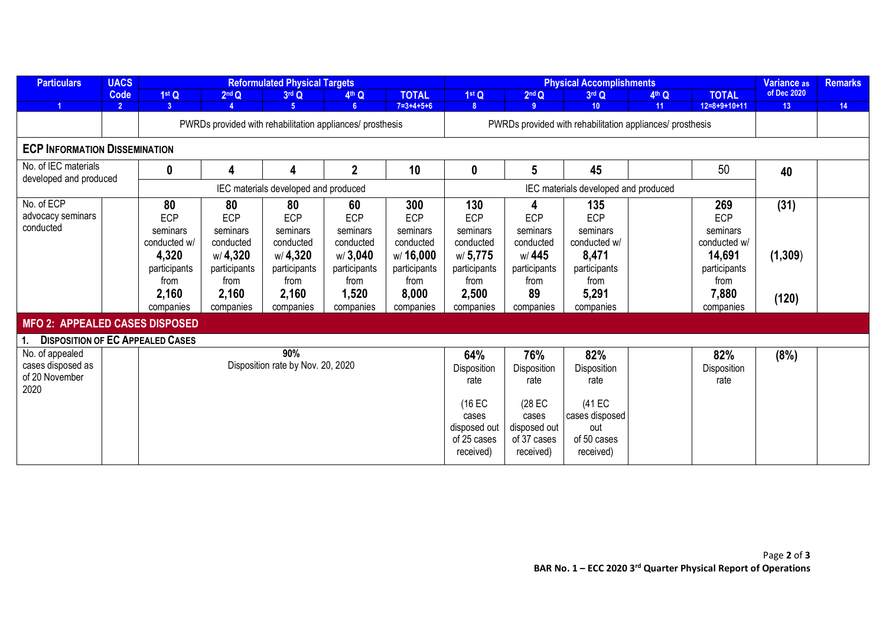| Particulars | UACS Code | Reformulated Physical Targets | | | | | Physical Accomplishments | | | | | Variance as of Dec 2020 | Remarks |
|---|---|---|---|---|---|---|---|---|---|---|---|---|---|
| | | 1st Q | 2nd Q | 3rd Q | 4th Q | TOTAL | 1st Q | 2nd Q | 3rd Q | 4th Q | TOTAL | | |
| 1 | 2 | 3 | 4 | 5 | 6 | 7=3+4+5+6 | 8 | 9 | 10 | 11 | 12=8+9+10+11 | 13 | 14 |
| | | PWRDs provided with rehabilitation appliances/ prosthesis | | | | | PWRDs provided with rehabilitation appliances/ prosthesis | | | | | | |
| **ECP INFORMATION DISSEMINATION** | | | | | | | | | | | | | |
| No. of IEC materials developed and produced | | **0** | **4** | **4** | **2** | **10** | **0** | **5** | **45** | | 50 | **40** | |
| | | IEC materials developed and produced | | | | | IEC materials developed and produced | | | | | | |
| No. of ECP advocacy seminars conducted | | **80** ECP seminars conducted w/ **4,320** participants from **2,160** companies | **80** ECP seminars conducted w/ **4,320** participants from **2,160** companies | **80** ECP seminars conducted w/ **4,320** participants from **2,160** companies | **60** ECP seminars conducted w/ **3,040** participants from **1,520** companies | **300** ECP seminars conducted w/ **16,000** participants from **8,000** companies | **130** ECP seminars conducted w/ **5,775** participants from **2,500** companies | **4** ECP seminars conducted w/ **445** participants from **89** companies | **135** ECP seminars conducted w/ **8,471** participants from **5,291** companies | | **269** ECP seminars conducted w/ **14,691** participants from **7,880** companies | **(31)** **(1,309)** **(120)** | |
| **MFO 2: APPEALED CASES DISPOSED** | | | | | | | | | | | | | |
| **1. DISPOSITION OF EC APPEALED CASES** | | | | | | | | | | | | | |
| No. of appealed cases disposed as of 20 November 2020 | | **90%** Disposition rate by Nov. 20, 2020 | | | | | **64%** Disposition rate (16 EC cases disposed out of 25 cases received) | **76%** Disposition rate (28 EC cases disposed out of 37 cases received) | **82%** Disposition rate (41 EC cases disposed out of 50 cases received) | | **82%** Disposition rate | **(8%)** | |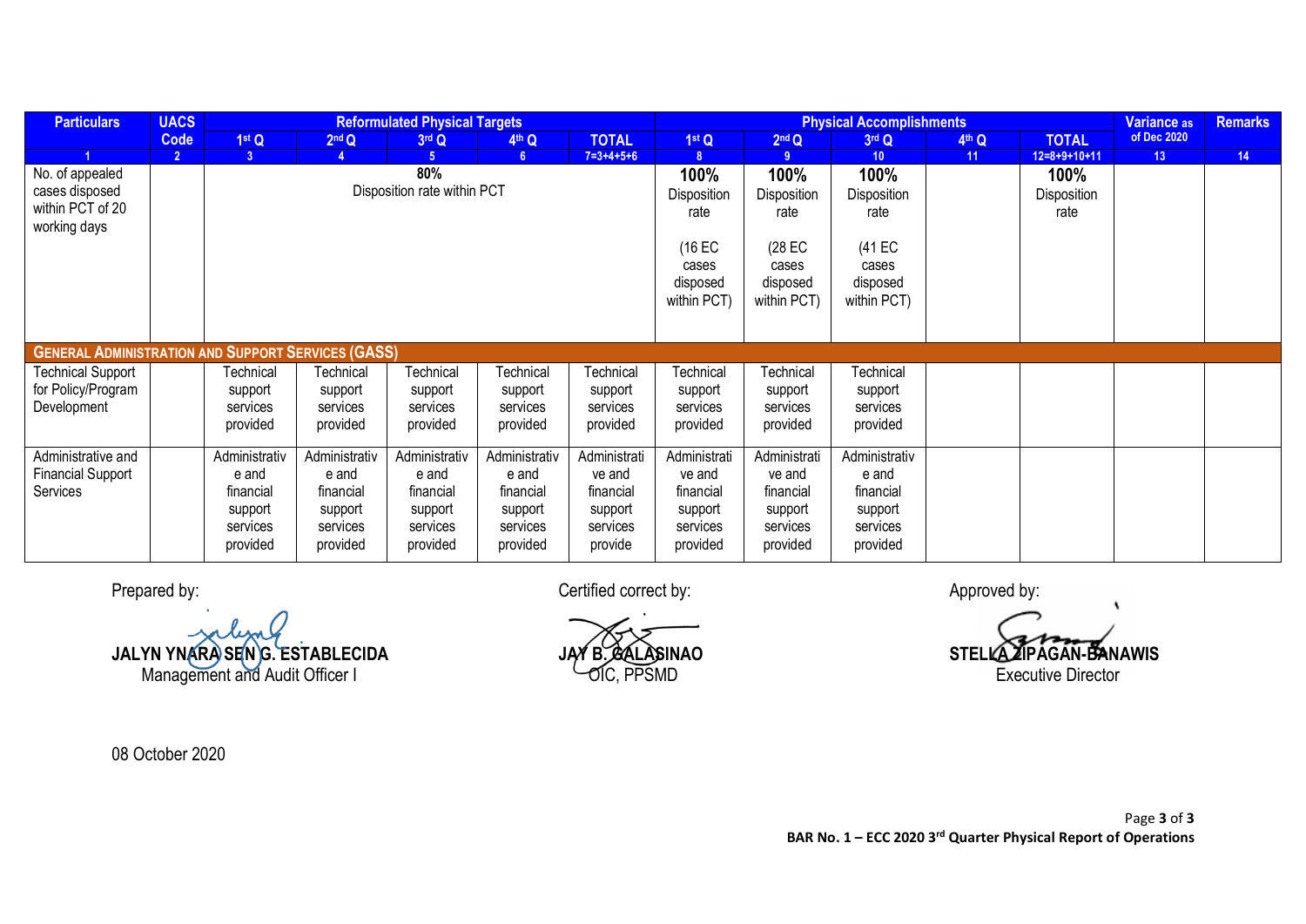| Particulars | UACS Code | Reformulated Physical Targets | | | | | Physical Accomplishments | | | | | Variance as of Dec 2020 | Remarks |
|---|---|---|---|---|---|---|---|---|---|---|---|---|---|
| | | 1st Q | 2nd Q | 3rd Q | 4th Q | TOTAL | 1st Q | 2nd Q | 3rd Q | 4th Q | TOTAL | | |
| 1 | 2 | 3 | 4 | 5 | 6 | 7=3+4+5+6 | 8 | 9 | 10 | 11 | 12=8+9+10+11 | 13 | 14 |
| No. of appealed cases disposed within PCT of 20 working days | | **80%** Disposition rate within PCT | | | | | **100%** Disposition rate (16 EC cases disposed within PCT) | **100%** Disposition rate (28 EC cases disposed within PCT) | **100%** Disposition rate (41 EC cases disposed within PCT) | | **100%** Disposition rate | | |
| **GENERAL ADMINISTRATION AND SUPPORT SERVICES (GASS)** | | | | | | | | | | | | | |
| Technical Support for Policy/Program Development | | Technical support services provided | Technical support services provided | Technical support services provided | Technical support services provided | Technical support services provided | Technical support services provided | Technical support services provided | Technical support services provided | | | | |
| Administrative and Financial Support Services | | Administrative and financial support services provided | Administrative and financial support services provided | Administrative and financial support services provided | Administrative and financial support services provided | Administrative and financial support services provide | Administrative and financial support services provided | Administrative and financial support services provided | Administrative and financial support services provided | | | | |

Prepared by:

**JALYN YNARA SEN G. ESTABLECIDA**
Management and Audit Officer I

Certified correct by:

**JAY B. GALASINAO**
OIC, PPSMD

Approved by:

**STELLA ZIPAGAN-BANAWIS**
Executive Director

08 October 2020

**BAR No. 1 – ECC 2020 3rd Quarter Physical Report of Operations**